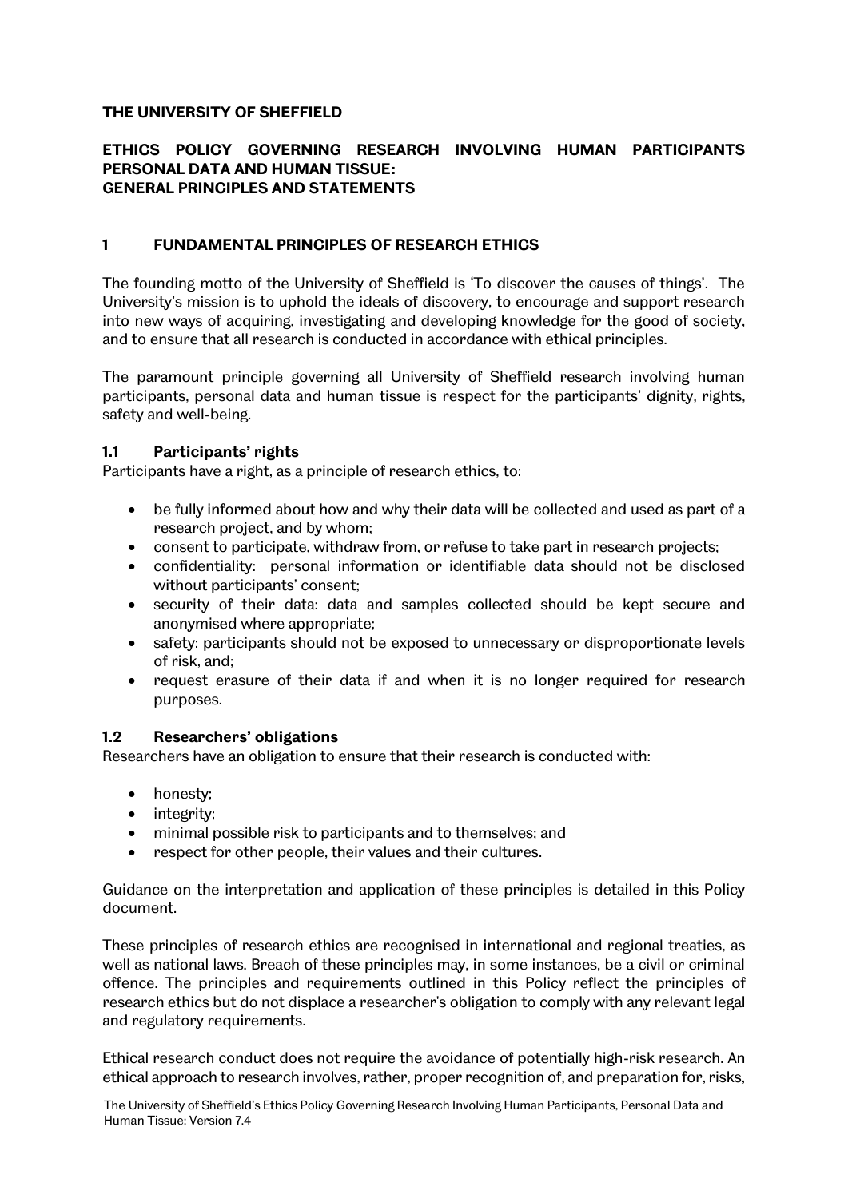**THE UNIVERSITY OF SHEFFIELD**

# ETHICS POLICY GOVERNING RESEARCH INVOLVING HUMAN PARTICIPANTS PERSONAL DATA AND HUMAN TISSUE: GENERAL PRINCIPLES AND STATEMENTS

## 1 FUNDAMENTAL PRINCIPLES OF RESEARCH ETHICS

The founding motto of the University of Sheffield is 'To discover the causes of things'. The University's mission is to uphold the ideals of discovery, to encourage and support research into new ways of acquiring, investigating and developing knowledge for the good of society, and to ensure that all research is conducted in accordance with ethical principles.

The paramount principle governing all University of Sheffield research involving human participants, personal data and human tissue is respect for the participants' dignity, rights, safety and well-being.

### 1.1 Participants' rights

Participants have a right, as a principle of research ethics, to:

- be fully informed about how and why their data will be collected and used as part of a research project, and by whom;
- consent to participate, withdraw from, or refuse to take part in research projects;
- confidentiality: personal information or identifiable data should not be disclosed without participants' consent;
- security of their data: data and samples collected should be kept secure and anonymised where appropriate;
- safety: participants should not be exposed to unnecessary or disproportionate levels of risk, and;
- request erasure of their data if and when it is no longer required for research purposes.

### 1.2 Researchers' obligations

Researchers have an obligation to ensure that their research is conducted with:

- honesty;
- integrity;
- minimal possible risk to participants and to themselves; and
- respect for other people, their values and their cultures.

Guidance on the interpretation and application of these principles is detailed in this Policy document.

These principles of research ethics are recognised in international and regional treaties, as well as national laws. Breach of these principles may, in some instances, be a civil or criminal offence. The principles and requirements outlined in this Policy reflect the principles of research ethics but do not displace a researcher's obligation to comply with any relevant legal and regulatory requirements.

Ethical research conduct does not require the avoidance of potentially high-risk research. An ethical approach to research involves, rather, proper recognition of, and preparation for, risks,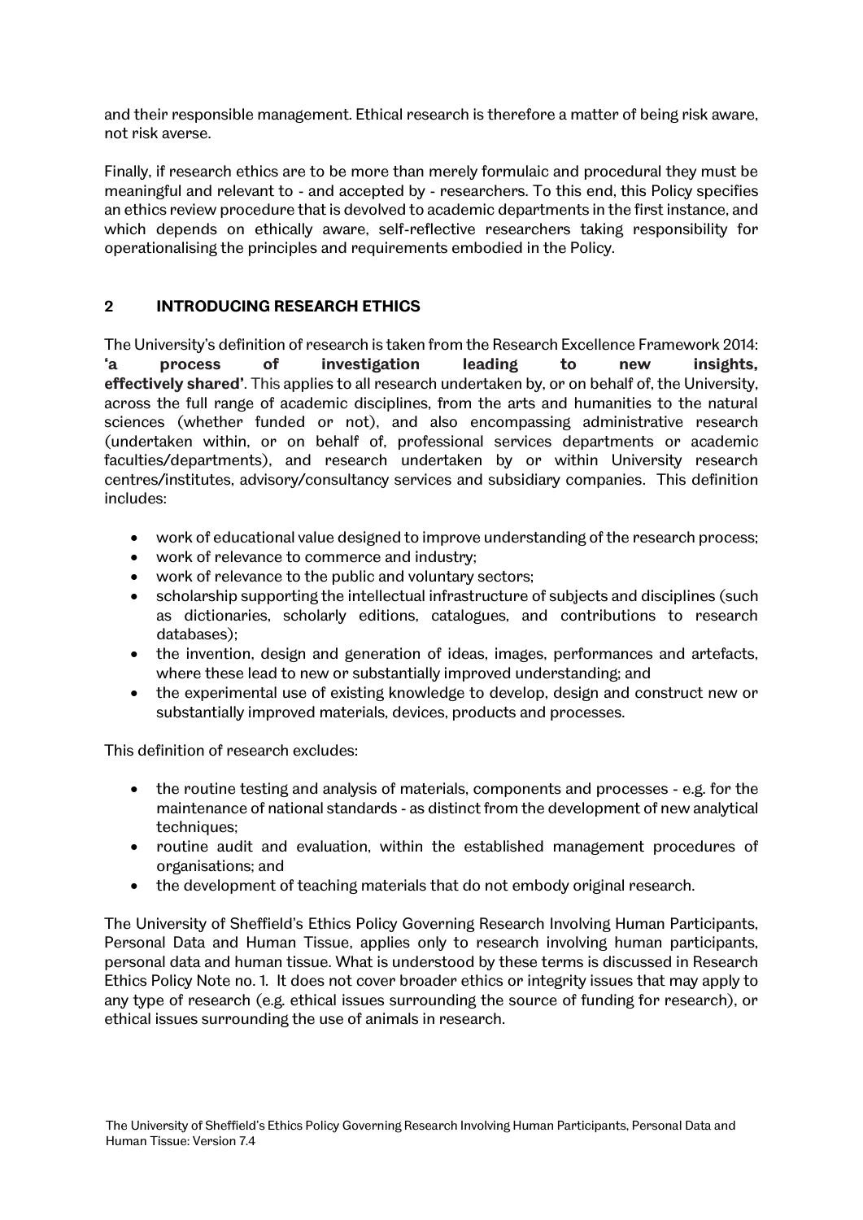and their responsible management. Ethical research is therefore a matter of being risk aware, not risk averse.

Finally, if research ethics are to be more than merely formulaic and procedural they must be meaningful and relevant to - and accepted by - researchers. To this end, this Policy specifies an ethics review procedure that is devolved to academic departments in the first instance, and which depends on ethically aware, self-reflective researchers taking responsibility for operationalising the principles and requirements embodied in the Policy.

## 2 INTRODUCING RESEARCH ETHICS

The University's definition of research is taken from the Research Excellence Framework 2014: **'a process of investigation leading to new insights, effectively shared'**. This applies to all research undertaken by, or on behalf of, the University, across the full range of academic disciplines, from the arts and humanities to the natural sciences (whether funded or not), and also encompassing administrative research (undertaken within, or on behalf of, professional services departments or academic faculties/departments), and research undertaken by or within University research centres/institutes, advisory/consultancy services and subsidiary companies. This definition includes:

- work of educational value designed to improve understanding of the research process;
- work of relevance to commerce and industry;
- work of relevance to the public and voluntary sectors;
- scholarship supporting the intellectual infrastructure of subjects and disciplines (such as dictionaries, scholarly editions, catalogues, and contributions to research databases);
- the invention, design and generation of ideas, images, performances and artefacts, where these lead to new or substantially improved understanding; and
- the experimental use of existing knowledge to develop, design and construct new or substantially improved materials, devices, products and processes.

This definition of research excludes:

- the routine testing and analysis of materials, components and processes - e.g. for the maintenance of national standards - as distinct from the development of new analytical techniques;
- routine audit and evaluation, within the established management procedures of organisations; and
- the development of teaching materials that do not embody original research.

The University of Sheffield's Ethics Policy Governing Research Involving Human Participants, Personal Data and Human Tissue, applies only to research involving human participants, personal data and human tissue. What is understood by these terms is discussed in Research Ethics Policy Note no. 1. It does not cover broader ethics or integrity issues that may apply to any type of research (e.g. ethical issues surrounding the source of funding for research), or ethical issues surrounding the use of animals in research.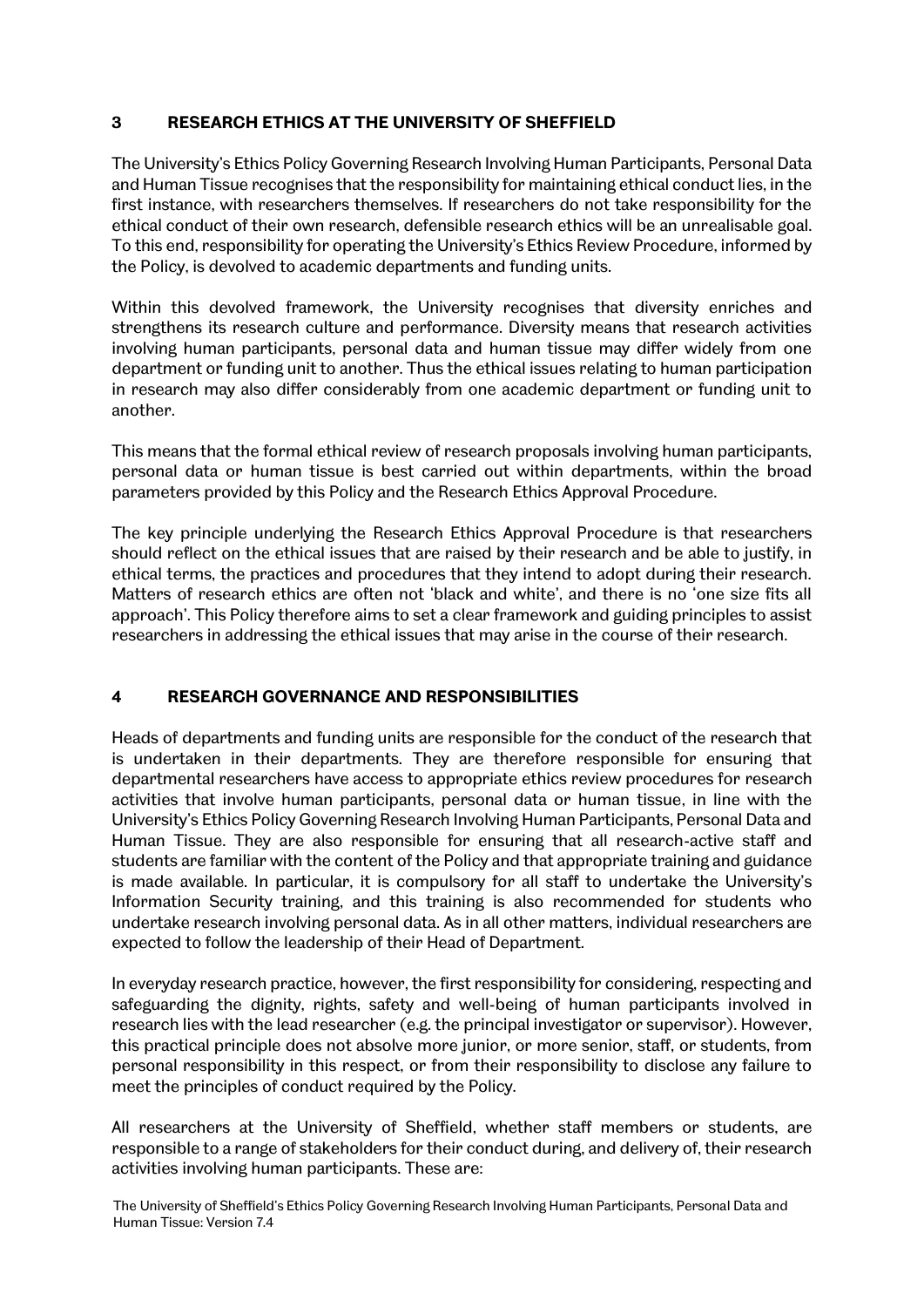## 3 RESEARCH ETHICS AT THE UNIVERSITY OF SHEFFIELD

The University's Ethics Policy Governing Research Involving Human Participants, Personal Data and Human Tissue recognises that the responsibility for maintaining ethical conduct lies, in the first instance, with researchers themselves. If researchers do not take responsibility for the ethical conduct of their own research, defensible research ethics will be an unrealisable goal. To this end, responsibility for operating the University's Ethics Review Procedure, informed by the Policy, is devolved to academic departments and funding units.

Within this devolved framework, the University recognises that diversity enriches and strengthens its research culture and performance. Diversity means that research activities involving human participants, personal data and human tissue may differ widely from one department or funding unit to another. Thus the ethical issues relating to human participation in research may also differ considerably from one academic department or funding unit to another.

This means that the formal ethical review of research proposals involving human participants, personal data or human tissue is best carried out within departments, within the broad parameters provided by this Policy and the Research Ethics Approval Procedure.

The key principle underlying the Research Ethics Approval Procedure is that researchers should reflect on the ethical issues that are raised by their research and be able to justify, in ethical terms, the practices and procedures that they intend to adopt during their research. Matters of research ethics are often not 'black and white', and there is no 'one size fits all approach'. This Policy therefore aims to set a clear framework and guiding principles to assist researchers in addressing the ethical issues that may arise in the course of their research.

## 4 RESEARCH GOVERNANCE AND RESPONSIBILITIES

Heads of departments and funding units are responsible for the conduct of the research that is undertaken in their departments. They are therefore responsible for ensuring that departmental researchers have access to appropriate ethics review procedures for research activities that involve human participants, personal data or human tissue, in line with the University's Ethics Policy Governing Research Involving Human Participants, Personal Data and Human Tissue. They are also responsible for ensuring that all research-active staff and students are familiar with the content of the Policy and that appropriate training and guidance is made available. In particular, it is compulsory for all staff to undertake the University's Information Security training, and this training is also recommended for students who undertake research involving personal data. As in all other matters, individual researchers are expected to follow the leadership of their Head of Department.

In everyday research practice, however, the first responsibility for considering, respecting and safeguarding the dignity, rights, safety and well-being of human participants involved in research lies with the lead researcher (e.g. the principal investigator or supervisor). However, this practical principle does not absolve more junior, or more senior, staff, or students, from personal responsibility in this respect, or from their responsibility to disclose any failure to meet the principles of conduct required by the Policy.

All researchers at the University of Sheffield, whether staff members or students, are responsible to a range of stakeholders for their conduct during, and delivery of, their research activities involving human participants. These are: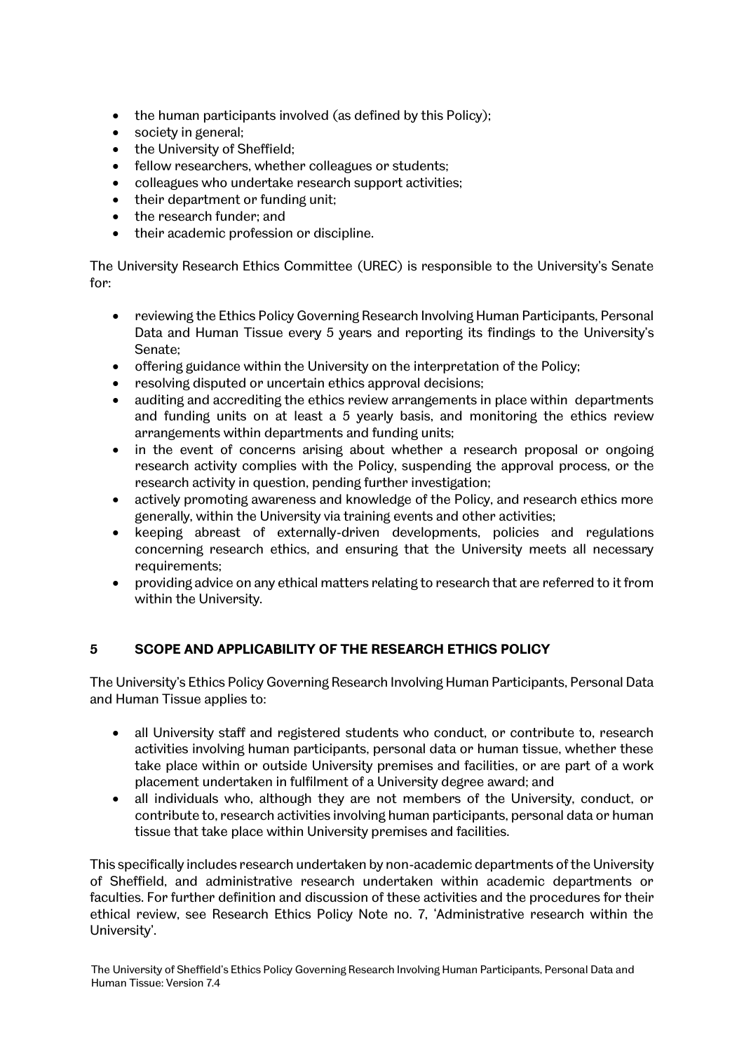- the human participants involved (as defined by this Policy);
- society in general;
- the University of Sheffield;
- fellow researchers, whether colleagues or students;
- colleagues who undertake research support activities;
- their department or funding unit;
- the research funder; and
- their academic profession or discipline.

The University Research Ethics Committee (UREC) is responsible to the University's Senate for:

- reviewing the Ethics Policy Governing Research Involving Human Participants, Personal Data and Human Tissue every 5 years and reporting its findings to the University's Senate;
- offering guidance within the University on the interpretation of the Policy;
- resolving disputed or uncertain ethics approval decisions;
- auditing and accrediting the ethics review arrangements in place within departments and funding units on at least a 5 yearly basis, and monitoring the ethics review arrangements within departments and funding units;
- in the event of concerns arising about whether a research proposal or ongoing research activity complies with the Policy, suspending the approval process, or the research activity in question, pending further investigation;
- actively promoting awareness and knowledge of the Policy, and research ethics more generally, within the University via training events and other activities;
- keeping abreast of externally-driven developments, policies and regulations concerning research ethics, and ensuring that the University meets all necessary requirements;
- providing advice on any ethical matters relating to research that are referred to it from within the University.

## 5 SCOPE AND APPLICABILITY OF THE RESEARCH ETHICS POLICY

The University's Ethics Policy Governing Research Involving Human Participants, Personal Data and Human Tissue applies to:

- all University staff and registered students who conduct, or contribute to, research activities involving human participants, personal data or human tissue, whether these take place within or outside University premises and facilities, or are part of a work placement undertaken in fulfilment of a University degree award; and
- all individuals who, although they are not members of the University, conduct, or contribute to, research activities involving human participants, personal data or human tissue that take place within University premises and facilities.

This specifically includes research undertaken by non-academic departments of the University of Sheffield, and administrative research undertaken within academic departments or faculties. For further definition and discussion of these activities and the procedures for their ethical review, see Research Ethics Policy Note no. 7, 'Administrative research within the University'.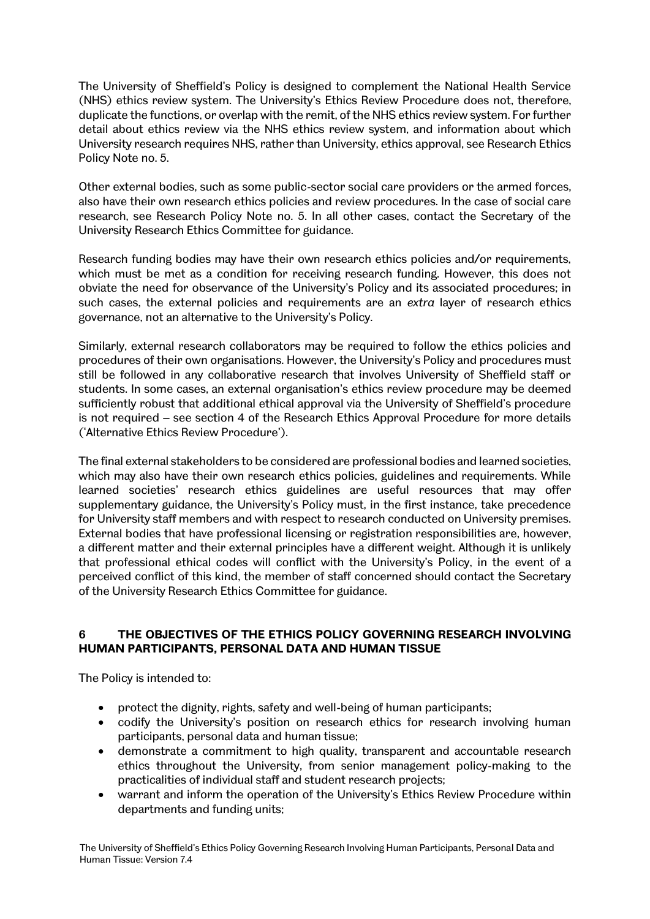The University of Sheffield's Policy is designed to complement the National Health Service (NHS) ethics review system. The University's Ethics Review Procedure does not, therefore, duplicate the functions, or overlap with the remit, of the NHS ethics review system. For further detail about ethics review via the NHS ethics review system, and information about which University research requires NHS, rather than University, ethics approval, see Research Ethics Policy Note no. 5.

Other external bodies, such as some public-sector social care providers or the armed forces, also have their own research ethics policies and review procedures. In the case of social care research, see Research Policy Note no. 5. In all other cases, contact the Secretary of the University Research Ethics Committee for guidance.

Research funding bodies may have their own research ethics policies and/or requirements, which must be met as a condition for receiving research funding. However, this does not obviate the need for observance of the University's Policy and its associated procedures; in such cases, the external policies and requirements are an *extra* layer of research ethics governance, not an alternative to the University's Policy.

Similarly, external research collaborators may be required to follow the ethics policies and procedures of their own organisations. However, the University's Policy and procedures must still be followed in any collaborative research that involves University of Sheffield staff or students. In some cases, an external organisation's ethics review procedure may be deemed sufficiently robust that additional ethical approval via the University of Sheffield's procedure is not required – see section 4 of the Research Ethics Approval Procedure for more details ('Alternative Ethics Review Procedure').

The final external stakeholders to be considered are professional bodies and learned societies, which may also have their own research ethics policies, guidelines and requirements. While learned societies' research ethics guidelines are useful resources that may offer supplementary guidance, the University's Policy must, in the first instance, take precedence for University staff members and with respect to research conducted on University premises. External bodies that have professional licensing or registration responsibilities are, however, a different matter and their external principles have a different weight. Although it is unlikely that professional ethical codes will conflict with the University's Policy, in the event of a perceived conflict of this kind, the member of staff concerned should contact the Secretary of the University Research Ethics Committee for guidance.

## 6 THE OBJECTIVES OF THE ETHICS POLICY GOVERNING RESEARCH INVOLVING HUMAN PARTICIPANTS, PERSONAL DATA AND HUMAN TISSUE

The Policy is intended to:

- protect the dignity, rights, safety and well-being of human participants;
- codify the University's position on research ethics for research involving human participants, personal data and human tissue;
- demonstrate a commitment to high quality, transparent and accountable research ethics throughout the University, from senior management policy-making to the practicalities of individual staff and student research projects;
- warrant and inform the operation of the University's Ethics Review Procedure within departments and funding units;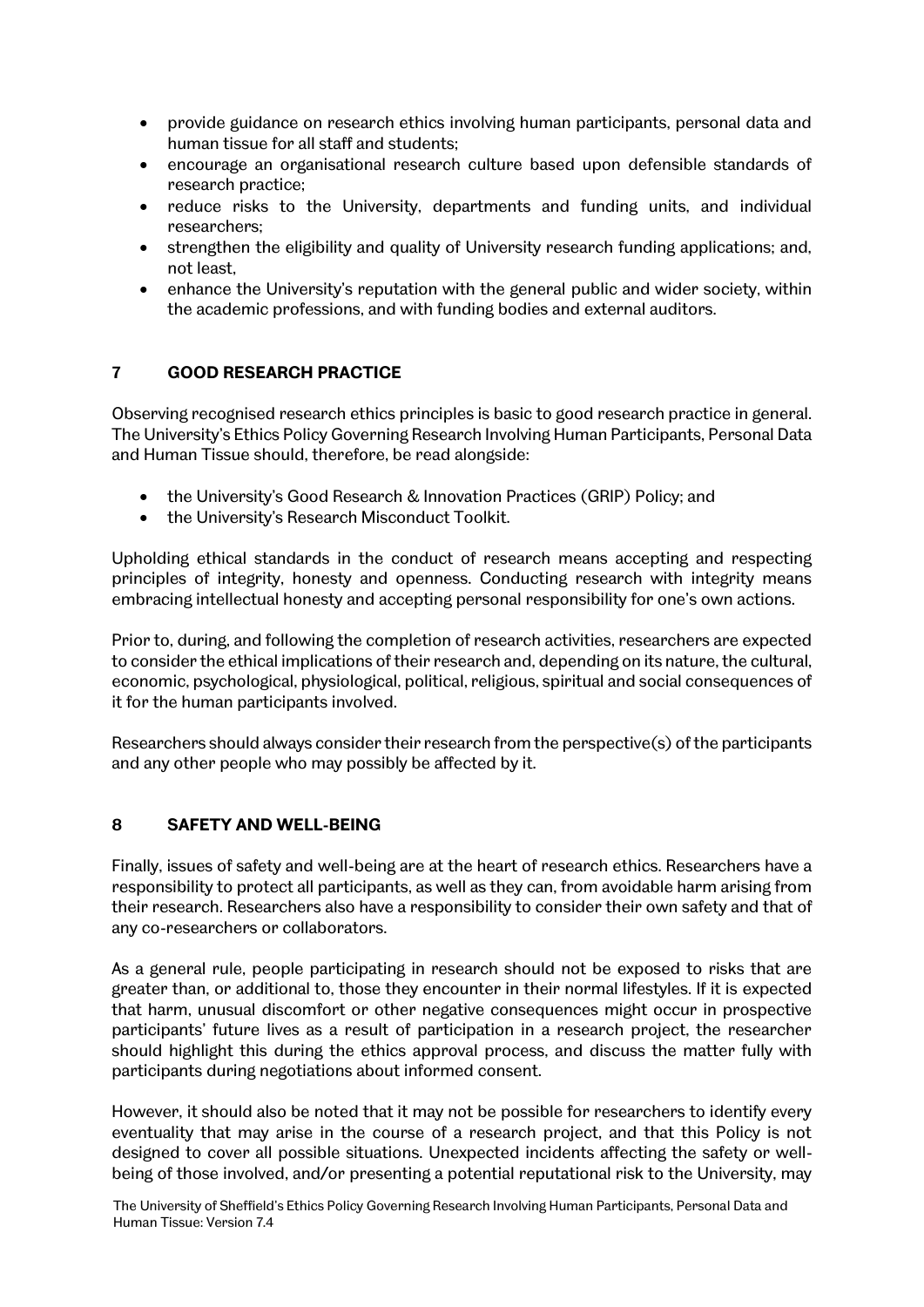- provide guidance on research ethics involving human participants, personal data and human tissue for all staff and students;
- encourage an organisational research culture based upon defensible standards of research practice;
- reduce risks to the University, departments and funding units, and individual researchers;
- strengthen the eligibility and quality of University research funding applications; and, not least,
- enhance the University's reputation with the general public and wider society, within the academic professions, and with funding bodies and external auditors.

## 7 GOOD RESEARCH PRACTICE

Observing recognised research ethics principles is basic to good research practice in general. The University's Ethics Policy Governing Research Involving Human Participants, Personal Data and Human Tissue should, therefore, be read alongside:

- the University's Good Research & Innovation Practices (GRIP) Policy; and
- the University's Research Misconduct Toolkit.

Upholding ethical standards in the conduct of research means accepting and respecting principles of integrity, honesty and openness. Conducting research with integrity means embracing intellectual honesty and accepting personal responsibility for one's own actions.

Prior to, during, and following the completion of research activities, researchers are expected to consider the ethical implications of their research and, depending on its nature, the cultural, economic, psychological, physiological, political, religious, spiritual and social consequences of it for the human participants involved.

Researchers should always consider their research from the perspective(s) of the participants and any other people who may possibly be affected by it.

## 8 SAFETY AND WELL-BEING

Finally, issues of safety and well-being are at the heart of research ethics. Researchers have a responsibility to protect all participants, as well as they can, from avoidable harm arising from their research. Researchers also have a responsibility to consider their own safety and that of any co-researchers or collaborators.

As a general rule, people participating in research should not be exposed to risks that are greater than, or additional to, those they encounter in their normal lifestyles. If it is expected that harm, unusual discomfort or other negative consequences might occur in prospective participants' future lives as a result of participation in a research project, the researcher should highlight this during the ethics approval process, and discuss the matter fully with participants during negotiations about informed consent.

However, it should also be noted that it may not be possible for researchers to identify every eventuality that may arise in the course of a research project, and that this Policy is not designed to cover all possible situations. Unexpected incidents affecting the safety or well-being of those involved, and/or presenting a potential reputational risk to the University, may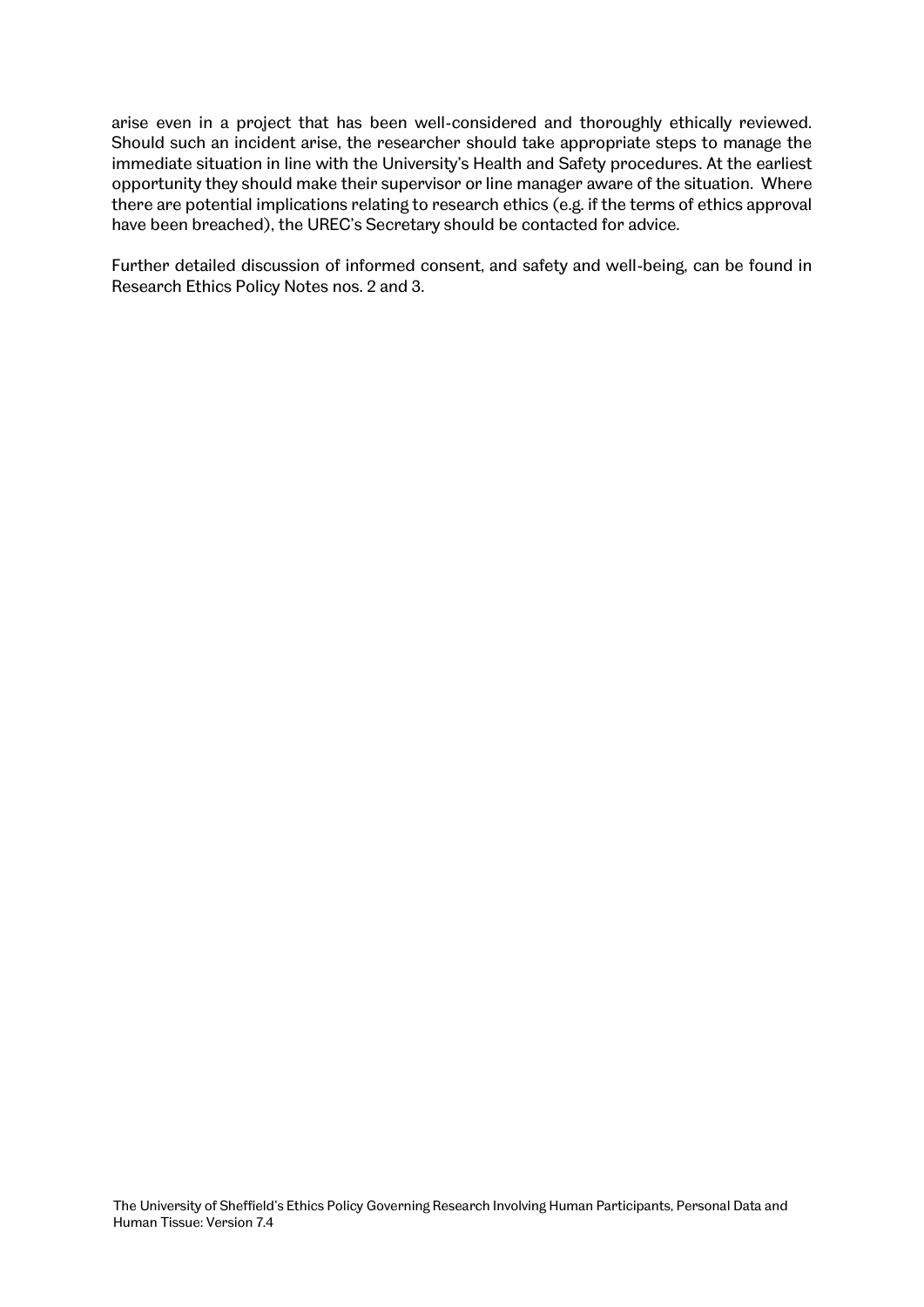arise even in a project that has been well-considered and thoroughly ethically reviewed. Should such an incident arise, the researcher should take appropriate steps to manage the immediate situation in line with the University's Health and Safety procedures. At the earliest opportunity they should make their supervisor or line manager aware of the situation. Where there are potential implications relating to research ethics (e.g. if the terms of ethics approval have been breached), the UREC's Secretary should be contacted for advice.

Further detailed discussion of informed consent, and safety and well-being, can be found in Research Ethics Policy Notes nos. 2 and 3.